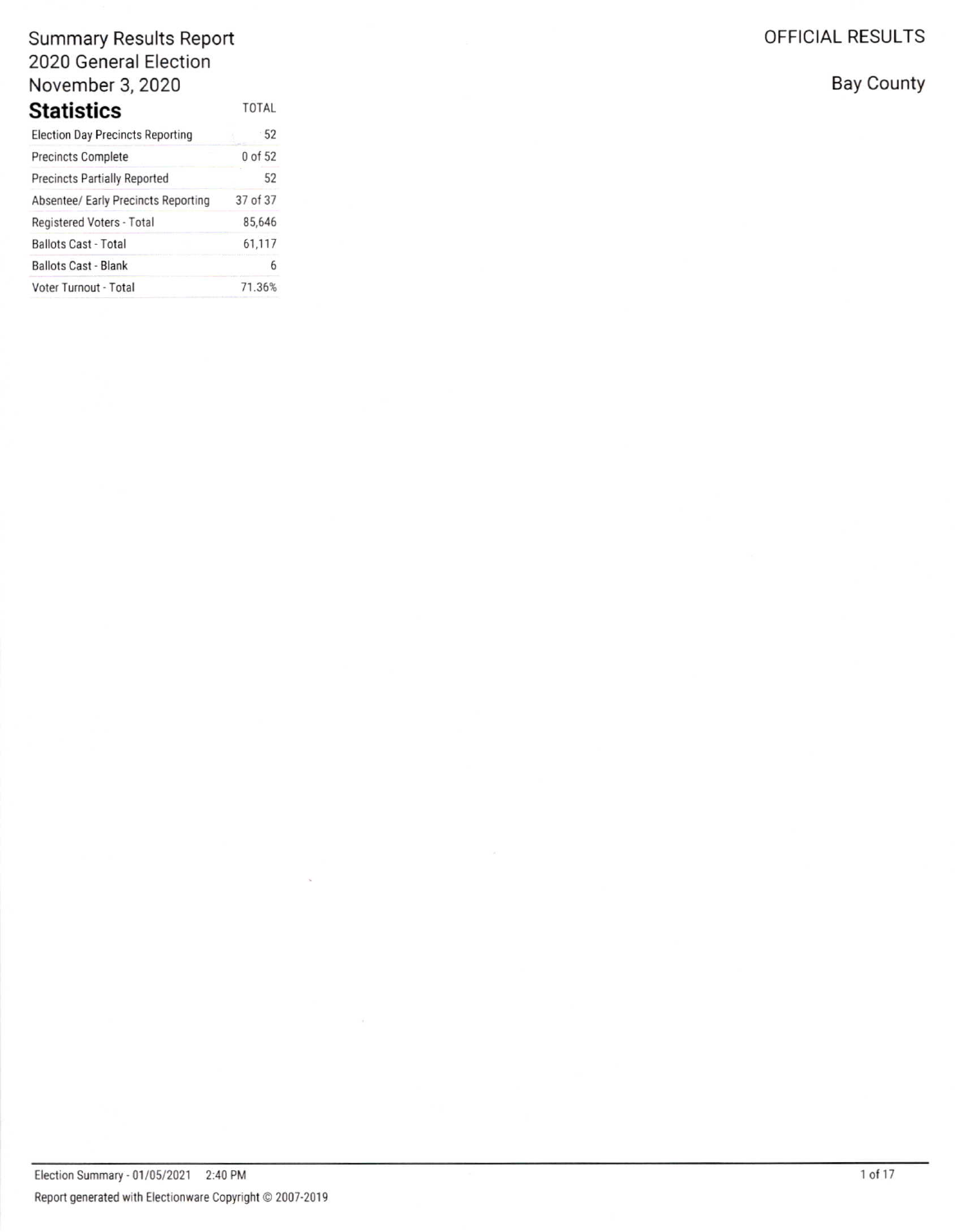# Summary Results Report
## 2020 General Election
## November 3, 2020

OFFICIAL RESULTS

Bay County

## Statistics

| | TOTAL |
|---|---|
| Election Day Precincts Reporting | 52 |
| Precincts Complete | 0 of 52 |
| Precincts Partially Reported | 52 |
| Absentee/ Early Precincts Reporting | 37 of 37 |
| Registered Voters - Total | 85,646 |
| Ballots Cast - Total | 61,117 |
| Ballots Cast - Blank | 6 |
| Voter Turnout - Total | 71.36% |

Election Summary - 01/05/2021 2:40 PM

Report generated with Electionware Copyright © 2007-2019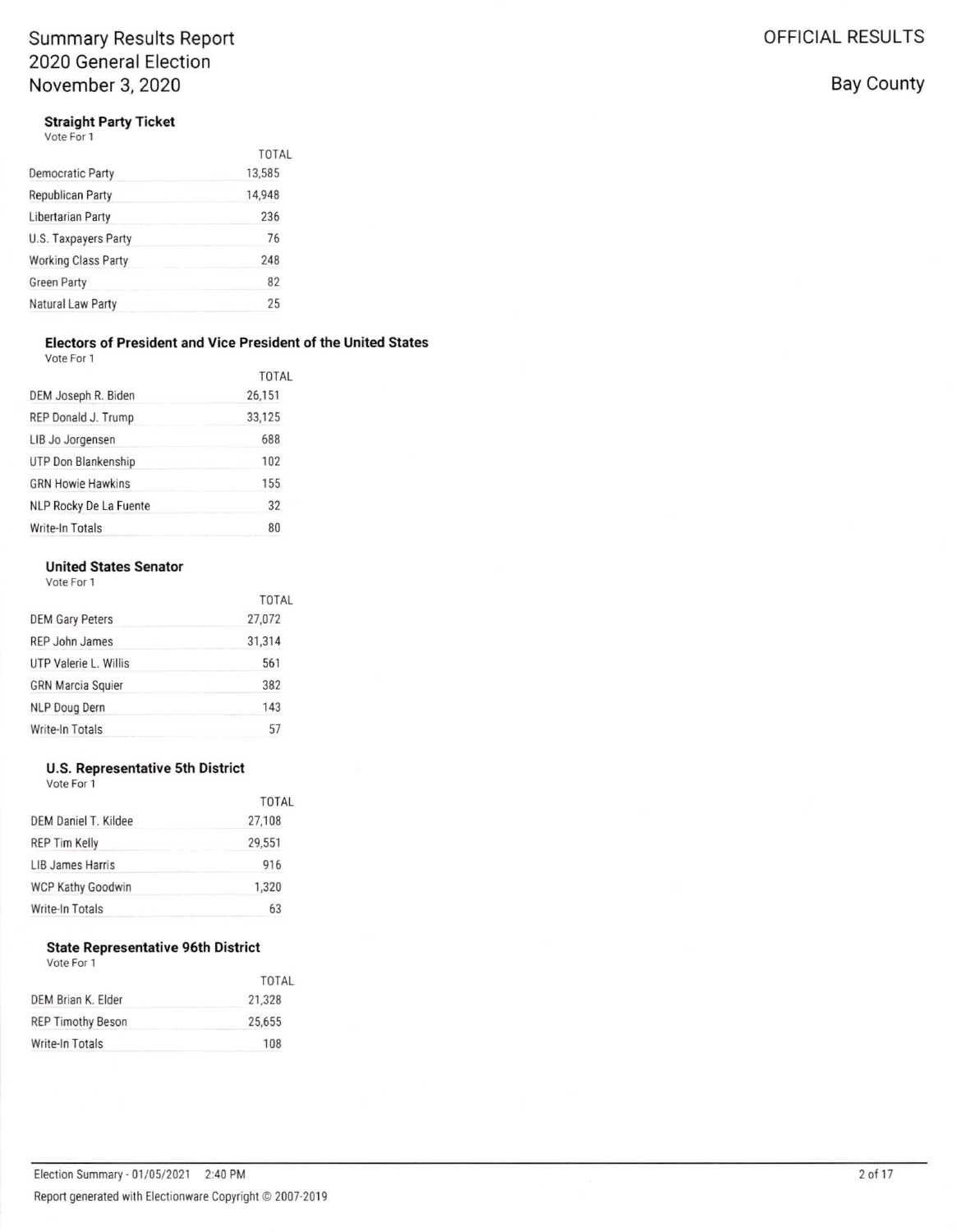Summary Results Report
2020 General Election
November 3, 2020

OFFICIAL RESULTS

Bay County

### Straight Party Ticket
Vote For 1

| | TOTAL |
|---|---|
| Democratic Party | 13,585 |
| Republican Party | 14,948 |
| Libertarian Party | 236 |
| U.S. Taxpayers Party | 76 |
| Working Class Party | 248 |
| Green Party | 82 |
| Natural Law Party | 25 |

### Electors of President and Vice President of the United States
Vote For 1

| | TOTAL |
|---|---|
| DEM Joseph R. Biden | 26,151 |
| REP Donald J. Trump | 33,125 |
| LIB Jo Jorgensen | 688 |
| UTP Don Blankenship | 102 |
| GRN Howie Hawkins | 155 |
| NLP Rocky De La Fuente | 32 |
| Write-In Totals | 80 |

### United States Senator
Vote For 1

| | TOTAL |
|---|---|
| DEM Gary Peters | 27,072 |
| REP John James | 31,314 |
| UTP Valerie L. Willis | 561 |
| GRN Marcia Squier | 382 |
| NLP Doug Dern | 143 |
| Write-In Totals | 57 |

### U.S. Representative 5th District
Vote For 1

| | TOTAL |
|---|---|
| DEM Daniel T. Kildee | 27,108 |
| REP Tim Kelly | 29,551 |
| LIB James Harris | 916 |
| WCP Kathy Goodwin | 1,320 |
| Write-In Totals | 63 |

### State Representative 96th District
Vote For 1

| | TOTAL |
|---|---|
| DEM Brian K. Elder | 21,328 |
| REP Timothy Beson | 25,655 |
| Write-In Totals | 108 |

Election Summary - 01/05/2021 2:40 PM

Report generated with Electionware Copyright © 2007-2019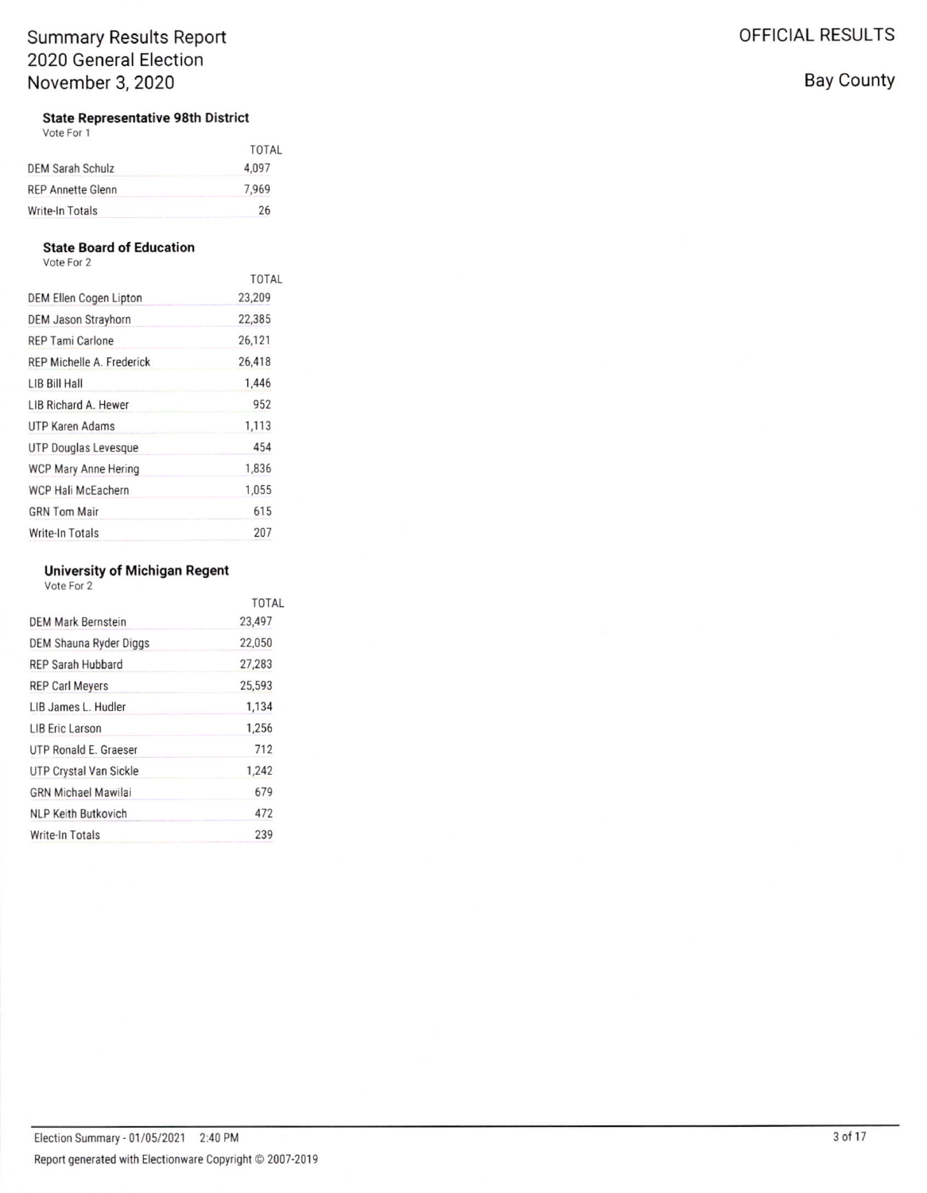Summary Results Report
2020 General Election
November 3, 2020

OFFICIAL RESULTS

Bay County

### State Representative 98th District

Vote For 1

| | TOTAL |
|---|---|
| DEM Sarah Schulz | 4,097 |
| REP Annette Glenn | 7,969 |
| Write-In Totals | 26 |

### State Board of Education

Vote For 2

| | TOTAL |
|---|---|
| DEM Ellen Cogen Lipton | 23,209 |
| DEM Jason Strayhorn | 22,385 |
| REP Tami Carlone | 26,121 |
| REP Michelle A. Frederick | 26,418 |
| LIB Bill Hall | 1,446 |
| LIB Richard A. Hewer | 952 |
| UTP Karen Adams | 1,113 |
| UTP Douglas Levesque | 454 |
| WCP Mary Anne Hering | 1,836 |
| WCP Hali McEachern | 1,055 |
| GRN Tom Mair | 615 |
| Write-In Totals | 207 |

### University of Michigan Regent

Vote For 2

| | TOTAL |
|---|---|
| DEM Mark Bernstein | 23,497 |
| DEM Shauna Ryder Diggs | 22,050 |
| REP Sarah Hubbard | 27,283 |
| REP Carl Meyers | 25,593 |
| LIB James L. Hudler | 1,134 |
| LIB Eric Larson | 1,256 |
| UTP Ronald E. Graeser | 712 |
| UTP Crystal Van Sickle | 1,242 |
| GRN Michael Mawilai | 679 |
| NLP Keith Butkovich | 472 |
| Write-In Totals | 239 |

Election Summary - 01/05/2021 2:40 PM

Report generated with Electionware Copyright © 2007-2019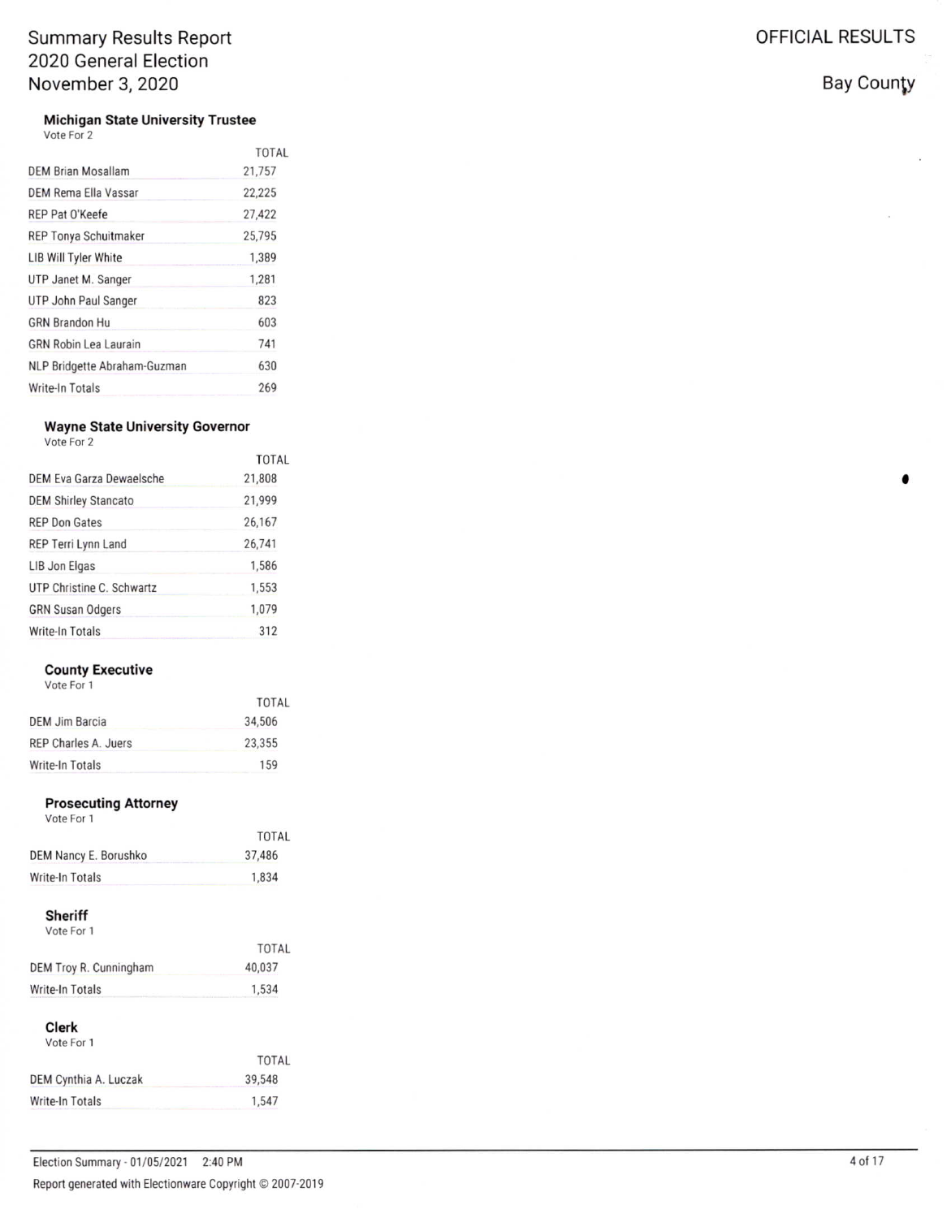# Summary Results Report
## 2020 General Election
## November 3, 2020

OFFICIAL RESULTS

Bay County

### Michigan State University Trustee
Vote For 2

| | TOTAL |
|---|---|
| DEM Brian Mosallam | 21,757 |
| DEM Rema Ella Vassar | 22,225 |
| REP Pat O'Keefe | 27,422 |
| REP Tonya Schuitmaker | 25,795 |
| LIB Will Tyler White | 1,389 |
| UTP Janet M. Sanger | 1,281 |
| UTP John Paul Sanger | 823 |
| GRN Brandon Hu | 603 |
| GRN Robin Lea Laurain | 741 |
| NLP Bridgette Abraham-Guzman | 630 |
| Write-In Totals | 269 |

### Wayne State University Governor
Vote For 2

| | TOTAL |
|---|---|
| DEM Eva Garza Dewaelsche | 21,808 |
| DEM Shirley Stancato | 21,999 |
| REP Don Gates | 26,167 |
| REP Terri Lynn Land | 26,741 |
| LIB Jon Elgas | 1,586 |
| UTP Christine C. Schwartz | 1,553 |
| GRN Susan Odgers | 1,079 |
| Write-In Totals | 312 |

### County Executive
Vote For 1

| | TOTAL |
|---|---|
| DEM Jim Barcia | 34,506 |
| REP Charles A. Juers | 23,355 |
| Write-In Totals | 159 |

### Prosecuting Attorney
Vote For 1

| | TOTAL |
|---|---|
| DEM Nancy E. Borushko | 37,486 |
| Write-In Totals | 1,834 |

### Sheriff
Vote For 1

| | TOTAL |
|---|---|
| DEM Troy R. Cunningham | 40,037 |
| Write-In Totals | 1,534 |

### Clerk
Vote For 1

| | TOTAL |
|---|---|
| DEM Cynthia A. Luczak | 39,548 |
| Write-In Totals | 1,547 |

Election Summary - 01/05/2021 2:40 PM

Report generated with Electionware Copyright © 2007-2019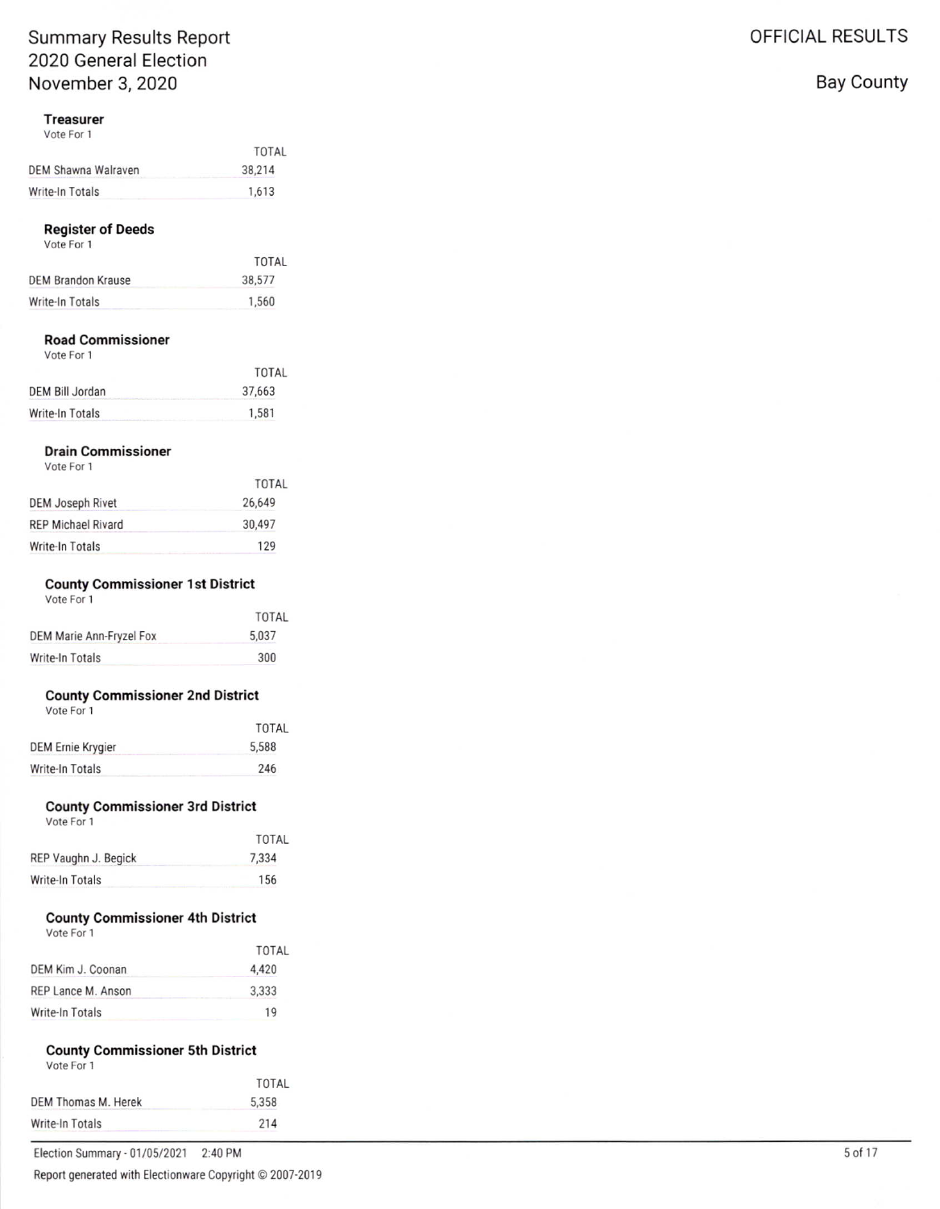# Summary Results Report
## 2020 General Election
## November 3, 2020

**OFFICIAL RESULTS**

**Bay County**

### Treasurer
Vote For 1

| | TOTAL |
|---|---|
| DEM Shawna Walraven | 38,214 |
| Write-In Totals | 1,613 |

### Register of Deeds
Vote For 1

| | TOTAL |
|---|---|
| DEM Brandon Krause | 38,577 |
| Write-In Totals | 1,560 |

### Road Commissioner
Vote For 1

| | TOTAL |
|---|---|
| DEM Bill Jordan | 37,663 |
| Write-In Totals | 1,581 |

### Drain Commissioner
Vote For 1

| | TOTAL |
|---|---|
| DEM Joseph Rivet | 26,649 |
| REP Michael Rivard | 30,497 |
| Write-In Totals | 129 |

### County Commissioner 1st District
Vote For 1

| | TOTAL |
|---|---|
| DEM Marie Ann-Fryzel Fox | 5,037 |
| Write-In Totals | 300 |

### County Commissioner 2nd District
Vote For 1

| | TOTAL |
|---|---|
| DEM Ernie Krygier | 5,588 |
| Write-In Totals | 246 |

### County Commissioner 3rd District
Vote For 1

| | TOTAL |
|---|---|
| REP Vaughn J. Begick | 7,334 |
| Write-In Totals | 156 |

### County Commissioner 4th District
Vote For 1

| | TOTAL |
|---|---|
| DEM Kim J. Coonan | 4,420 |
| REP Lance M. Anson | 3,333 |
| Write-In Totals | 19 |

### County Commissioner 5th District
Vote For 1

| | TOTAL |
|---|---|
| DEM Thomas M. Herek | 5,358 |
| Write-In Totals | 214 |

Election Summary - 01/05/2021 2:40 PM

Report generated with Electionware Copyright © 2007-2019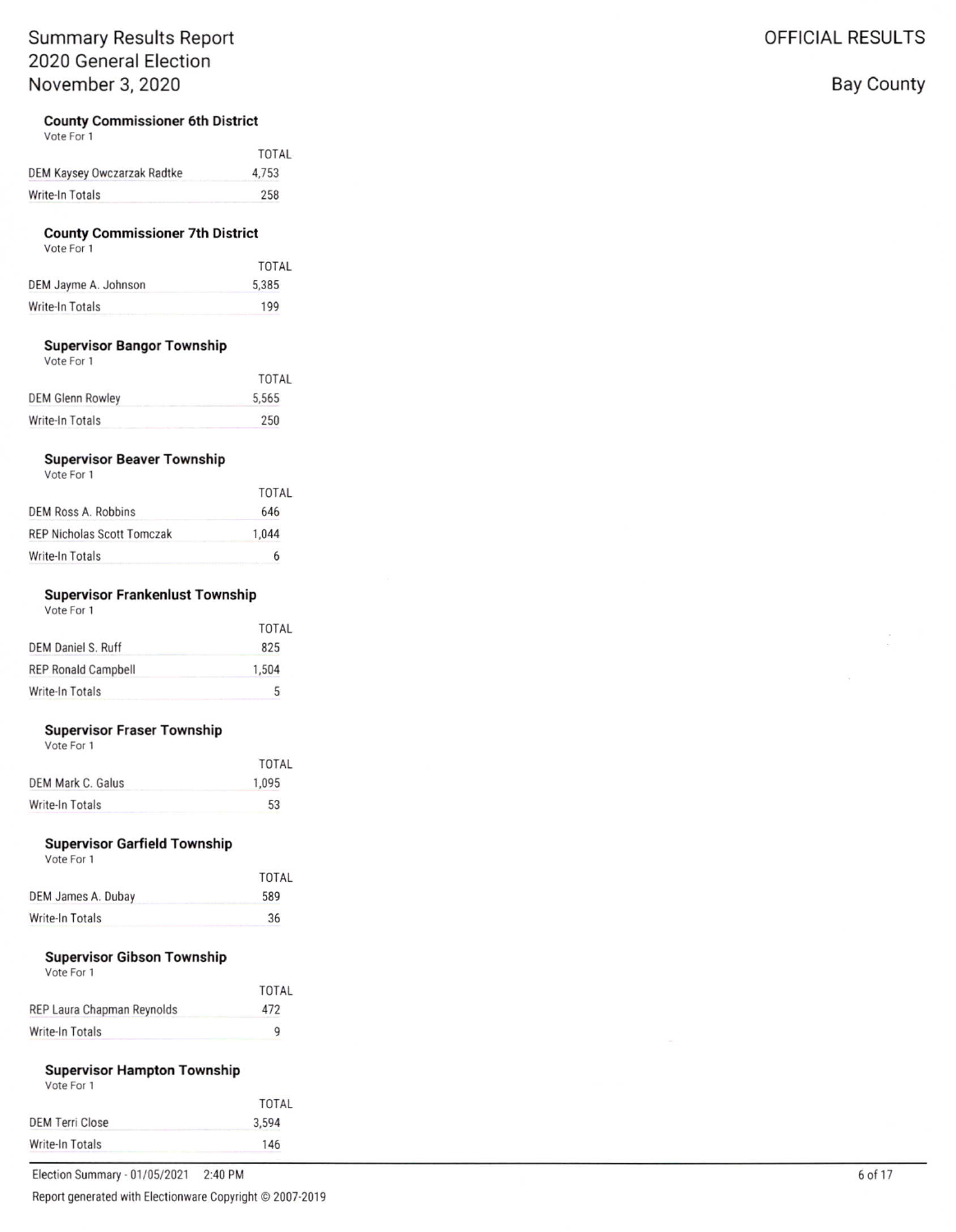# Summary Results Report
## 2020 General Election
## November 3, 2020

OFFICIAL RESULTS

Bay County

### County Commissioner 6th District
Vote For 1

| | TOTAL |
|---|---|
| DEM Kaysey Owczarzak Radtke | 4,753 |
| Write-In Totals | 258 |

### County Commissioner 7th District
Vote For 1

| | TOTAL |
|---|---|
| DEM Jayme A. Johnson | 5,385 |
| Write-In Totals | 199 |

### Supervisor Bangor Township
Vote For 1

| | TOTAL |
|---|---|
| DEM Glenn Rowley | 5,565 |
| Write-In Totals | 250 |

### Supervisor Beaver Township
Vote For 1

| | TOTAL |
|---|---|
| DEM Ross A. Robbins | 646 |
| REP Nicholas Scott Tomczak | 1,044 |
| Write-In Totals | 6 |

### Supervisor Frankenlust Township
Vote For 1

| | TOTAL |
|---|---|
| DEM Daniel S. Ruff | 825 |
| REP Ronald Campbell | 1,504 |
| Write-In Totals | 5 |

### Supervisor Fraser Township
Vote For 1

| | TOTAL |
|---|---|
| DEM Mark C. Galus | 1,095 |
| Write-In Totals | 53 |

### Supervisor Garfield Township
Vote For 1

| | TOTAL |
|---|---|
| DEM James A. Dubay | 589 |
| Write-In Totals | 36 |

### Supervisor Gibson Township
Vote For 1

| | TOTAL |
|---|---|
| REP Laura Chapman Reynolds | 472 |
| Write-In Totals | 9 |

### Supervisor Hampton Township
Vote For 1

| | TOTAL |
|---|---|
| DEM Terri Close | 3,594 |
| Write-In Totals | 146 |

Election Summary - 01/05/2021 2:40 PM

Report generated with Electionware Copyright © 2007-2019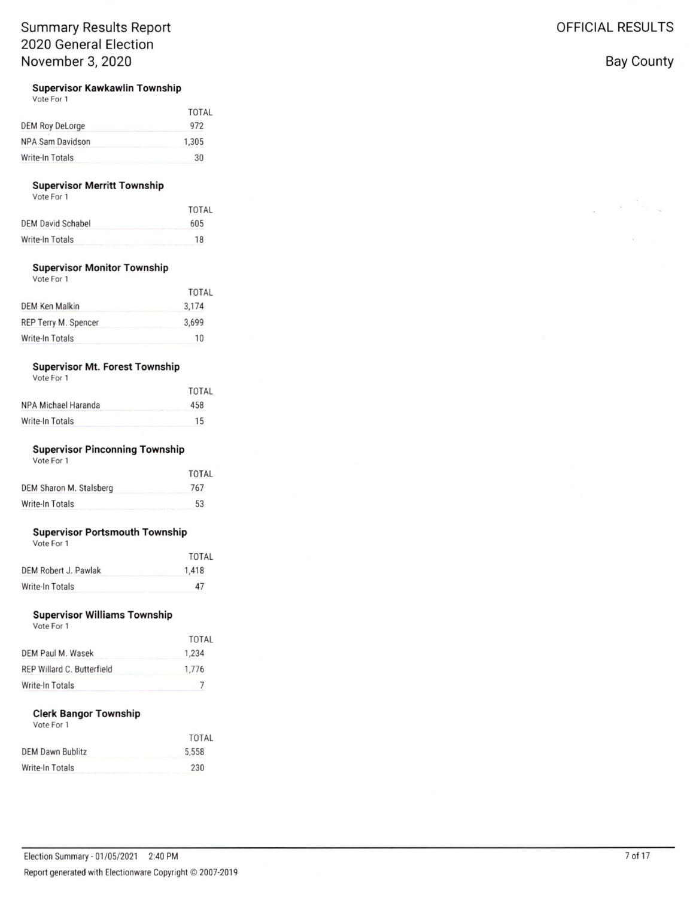Summary Results Report
2020 General Election
November 3, 2020

OFFICIAL RESULTS

Bay County

### Supervisor Kawkawlin Township

Vote For 1

| | TOTAL |
|---|---|
| DEM Roy DeLorge | 972 |
| NPA Sam Davidson | 1,305 |
| Write-In Totals | 30 |

### Supervisor Merritt Township

Vote For 1

| | TOTAL |
|---|---|
| DEM David Schabel | 605 |
| Write-In Totals | 18 |

### Supervisor Monitor Township

Vote For 1

| | TOTAL |
|---|---|
| DEM Ken Malkin | 3,174 |
| REP Terry M. Spencer | 3,699 |
| Write-In Totals | 10 |

### Supervisor Mt. Forest Township

Vote For 1

| | TOTAL |
|---|---|
| NPA Michael Haranda | 458 |
| Write-In Totals | 15 |

### Supervisor Pinconning Township

Vote For 1

| | TOTAL |
|---|---|
| DEM Sharon M. Stalsberg | 767 |
| Write-In Totals | 53 |

### Supervisor Portsmouth Township

Vote For 1

| | TOTAL |
|---|---|
| DEM Robert J. Pawlak | 1,418 |
| Write-In Totals | 47 |

### Supervisor Williams Township

Vote For 1

| | TOTAL |
|---|---|
| DEM Paul M. Wasek | 1,234 |
| REP Willard C. Butterfield | 1,776 |
| Write-In Totals | 7 |

### Clerk Bangor Township

Vote For 1

| | TOTAL |
|---|---|
| DEM Dawn Bublitz | 5,558 |
| Write-In Totals | 230 |

Election Summary - 01/05/2021 2:40 PM

Report generated with Electionware Copyright © 2007-2019